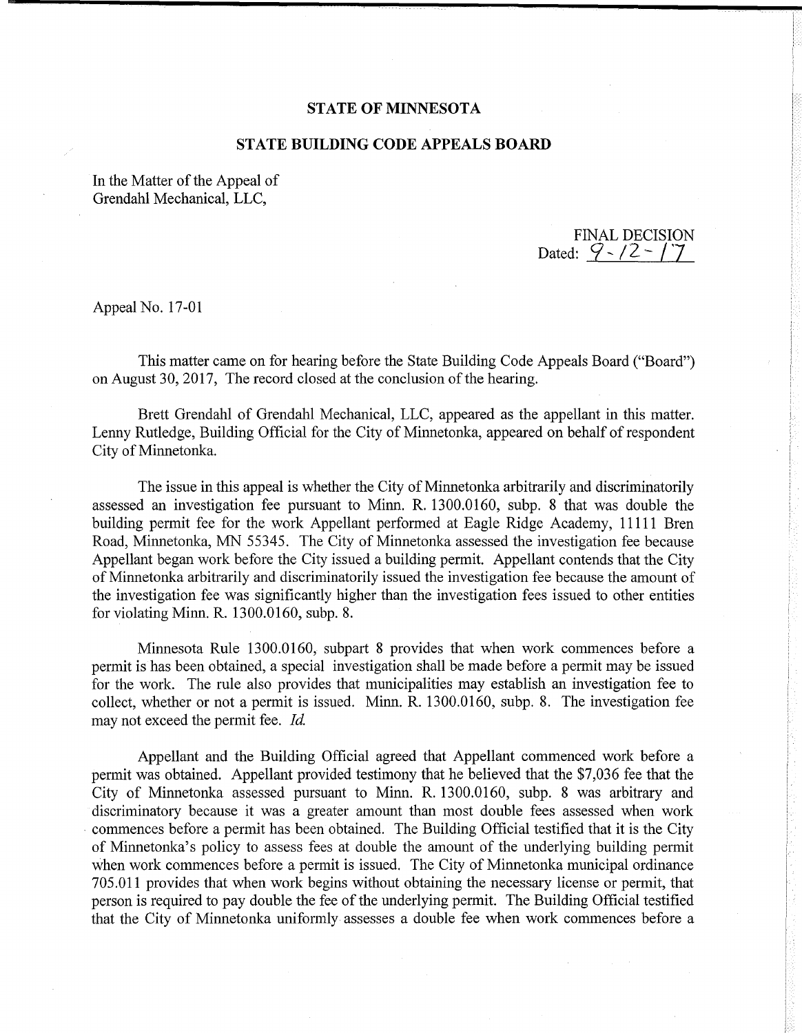**STATE OF MINNESOTA**

**STATE BUILDING CODE APPEALS BOARD**

In the Matter of the Appeal of
Grendahl Mechanical, LLC,

FINAL DECISION
Dated: 9-12-17

Appeal No. 17-01

This matter came on for hearing before the State Building Code Appeals Board ("Board") on August 30, 2017, The record closed at the conclusion of the hearing.

Brett Grendahl of Grendahl Mechanical, LLC, appeared as the appellant in this matter. Lenny Rutledge, Building Official for the City of Minnetonka, appeared on behalf of respondent City of Minnetonka.

The issue in this appeal is whether the City of Minnetonka arbitrarily and discriminatorily assessed an investigation fee pursuant to Minn. R. 1300.0160, subp. 8 that was double the building permit fee for the work Appellant performed at Eagle Ridge Academy, 11111 Bren Road, Minnetonka, MN 55345. The City of Minnetonka assessed the investigation fee because Appellant began work before the City issued a building permit. Appellant contends that the City of Minnetonka arbitrarily and discriminatorily issued the investigation fee because the amount of the investigation fee was significantly higher than the investigation fees issued to other entities for violating Minn. R. 1300.0160, subp. 8.

Minnesota Rule 1300.0160, subpart 8 provides that when work commences before a permit is has been obtained, a special investigation shall be made before a permit may be issued for the work. The rule also provides that municipalities may establish an investigation fee to collect, whether or not a permit is issued. Minn. R. 1300.0160, subp. 8. The investigation fee may not exceed the permit fee. *Id.*

Appellant and the Building Official agreed that Appellant commenced work before a permit was obtained. Appellant provided testimony that he believed that the $7,036 fee that the City of Minnetonka assessed pursuant to Minn. R. 1300.0160, subp. 8 was arbitrary and discriminatory because it was a greater amount than most double fees assessed when work commences before a permit has been obtained. The Building Official testified that it is the City of Minnetonka's policy to assess fees at double the amount of the underlying building permit when work commences before a permit is issued. The City of Minnetonka municipal ordinance 705.011 provides that when work begins without obtaining the necessary license or permit, that person is required to pay double the fee of the underlying permit. The Building Official testified that the City of Minnetonka uniformly assesses a double fee when work commences before a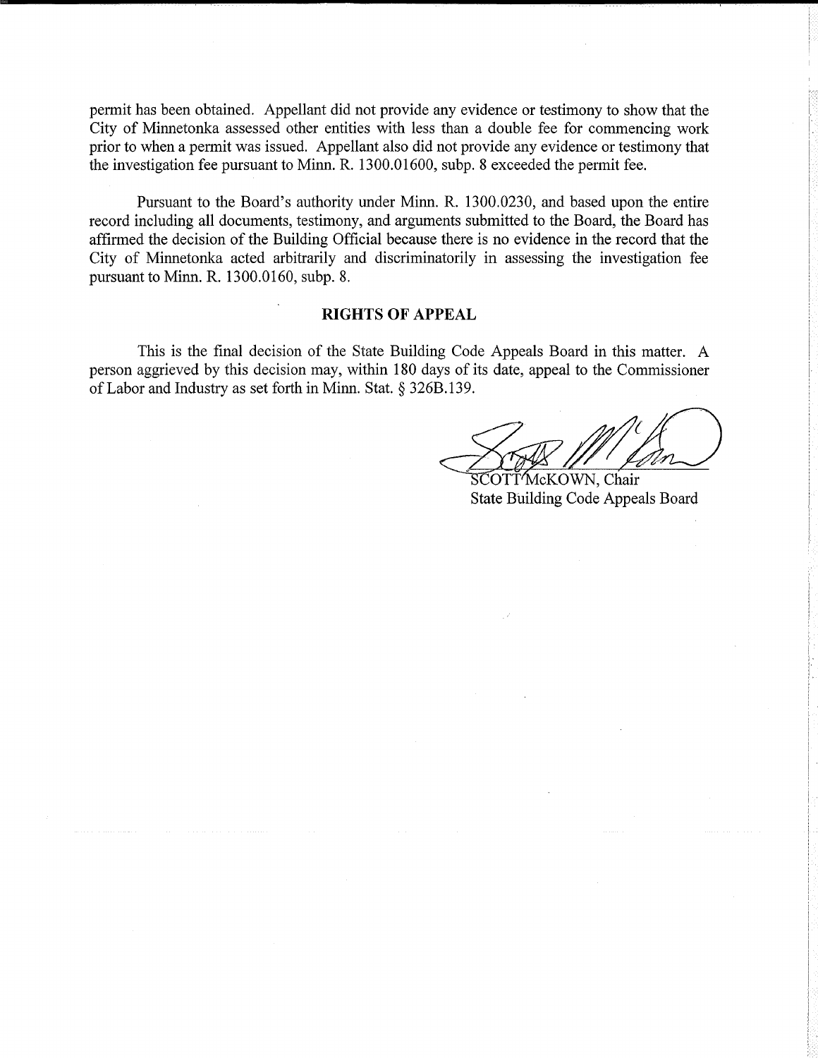permit has been obtained. Appellant did not provide any evidence or testimony to show that the City of Minnetonka assessed other entities with less than a double fee for commencing work prior to when a permit was issued. Appellant also did not provide any evidence or testimony that the investigation fee pursuant to Minn. R. 1300.01600, subp. 8 exceeded the permit fee.

Pursuant to the Board's authority under Minn. R. 1300.0230, and based upon the entire record including all documents, testimony, and arguments submitted to the Board, the Board has affirmed the decision of the Building Official because there is no evidence in the record that the City of Minnetonka acted arbitrarily and discriminatorily in assessing the investigation fee pursuant to Minn. R. 1300.0160, subp. 8.

## RIGHTS OF APPEAL

This is the final decision of the State Building Code Appeals Board in this matter. A person aggrieved by this decision may, within 180 days of its date, appeal to the Commissioner of Labor and Industry as set forth in Minn. Stat. § 326B.139.

SCOTT McKOWN, Chair
State Building Code Appeals Board